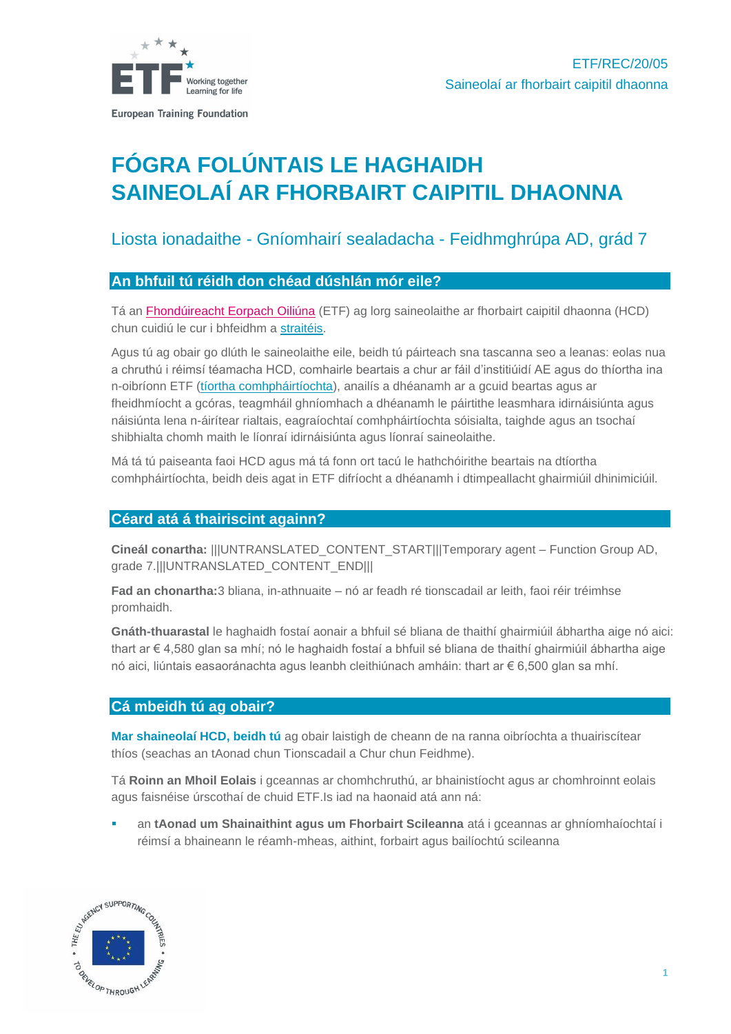ETF/REC/20/05
Saineolaí ar fhorbairt caipitil dhaonna

# FÓGRA FOLÚNTAIS LE HAGHAIDH SAINEOLAÍ AR FHORBAIRT CAIPITIL DHAONNA

## Liosta ionadaithe - Gníomhairí sealadacha - Feidhmghrúpa AD, grád 7

### An bhfuil tú réidh don chéad dúshlán mór eile?

Tá an Fhondúireacht Eorpach Oiliúna (ETF) ag lorg saineolaithe ar fhorbairt caipitil dhaonna (HCD) chun cuidiú le cur i bhfeidhm a straitéis.

Agus tú ag obair go dlúth le saineolaithe eile, beidh tú páirteach sna tascanna seo a leanas: eolas nua a chruthú i réimsí téamacha HCD, comhairle beartais a chur ar fáil d'institiúidí AE agus do thíortha ina n-oibríonn ETF (tíortha comhpháirtíochta), anailís a dhéanamh ar a gcuid beartas agus ar fheidhmíocht a gcóras, teagmháil ghníomhach a dhéanamh le páirtithe leasmhara idirnáisiúnta agus náisiúnta lena n-áirítear rialtais, eagraíochtaí comhpháirtíochta sóisialta, taighde agus an tsochaí shibhialta chomh maith le líonraí idirnáisiúnta agus líonraí saineolaithe.

Má tá tú paiseanta faoi HCD agus má tá fonn ort tacú le hathchóirithe beartais na dtíortha comhpháirtíochta, beidh deis agat in ETF difríocht a dhéanamh i dtimpeallacht ghairmiúil dhinimiciúil.

### Céard atá á thairiscint againn?

**Cineál conartha:** |||UNTRANSLATED_CONTENT_START|||Temporary agent – Function Group AD, grade 7.|||UNTRANSLATED_CONTENT_END|||

**Fad an chonartha:**3 bliana, in-athnuaite – nó ar feadh ré tionscadail ar leith, faoi réir tréimhse promhaidh.

**Gnáth-thuarastal** le haghaidh fostaí aonair a bhfuil sé bliana de thaithí ghairmiúil ábhartha aige nó aici: thart ar € 4,580 glan sa mhí; nó le haghaidh fostaí a bhfuil sé bliana de thaithí ghairmiúil ábhartha aige nó aici, liúntais easaoránachta agus leanbh cleithiúnach amháin: thart ar € 6,500 glan sa mhí.

### Cá mbeidh tú ag obair?

**Mar shaineolaí HCD, beidh tú** ag obair laistigh de cheann de na ranna oibríochta a thuairiscítear thíos (seachas an tAonad chun Tionscadail a Chur chun Feidhme).

Tá **Roinn an Mhoil Eolais** i gceannas ar chomhchruthú, ar bhainistíocht agus ar chomhroinnt eolais agus faisnéise úrscothaí de chuid ETF.Is iad na haonaid atá ann ná:

- an **tAonad um Shainaithint agus um Fhorbairt Scileanna** atá i gceannas ar ghníomhaíochtaí i réimsí a bhaineann le réamh-mheas, aithint, forbairt agus bailíochtú scileanna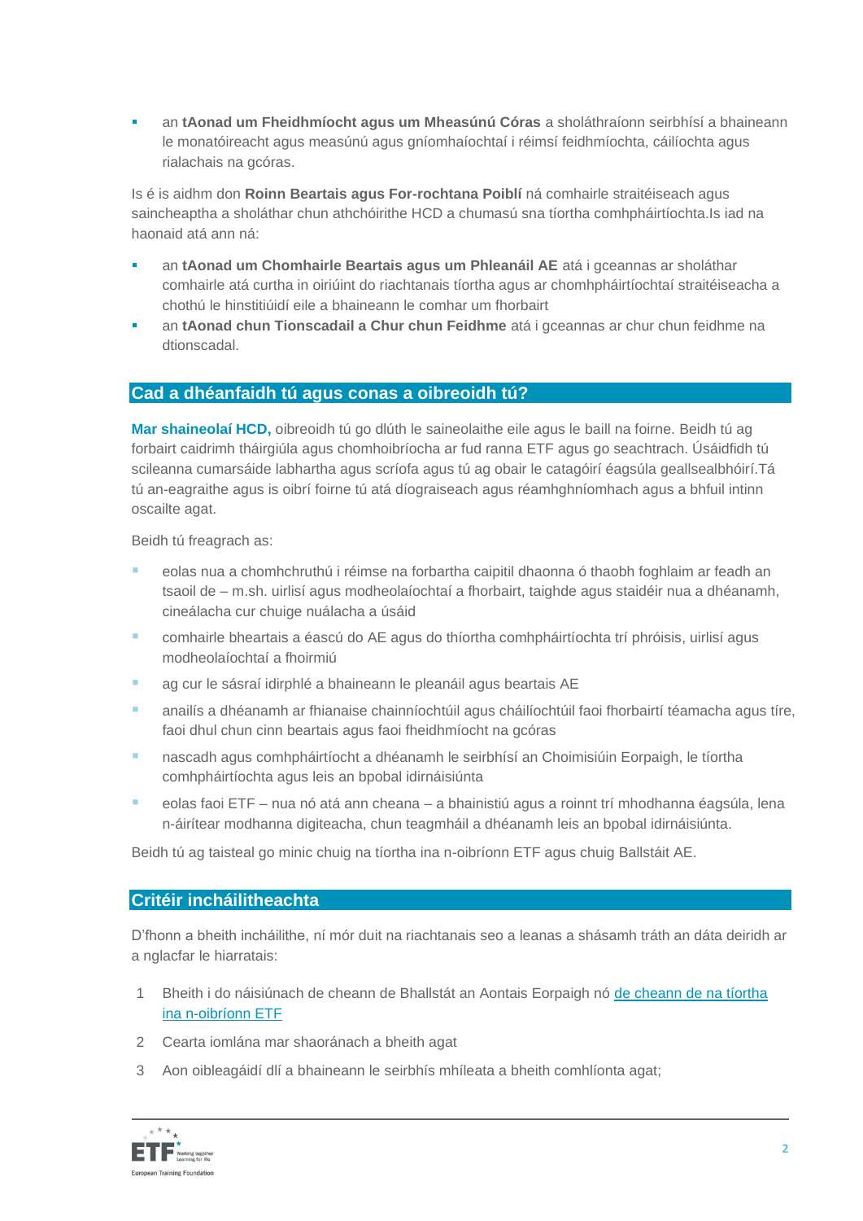- an **tAonad um Fheidhmíocht agus um Mheasúnú Córas** a sholáthraíonn seirbhísí a bhaineann le monatóireacht agus measúnú agus gníomhaíochtaí i réimsí feidhmíochta, cáilíochta agus rialachais na gcóras.

Is é is aidhm don **Roinn Beartais agus For-rochtana Poiblí** ná comhairle straitéiseach agus saincheaptha a sholáthar chun athchóirithe HCD a chumasú sna tíortha comhpháirtíochta.Is iad na haonaid atá ann ná:

- an **tAonad um Chomhairle Beartais agus um Phleanáil AE** atá i gceannas ar sholáthar comhairle atá curtha in oiriúint do riachtanais tíortha agus ar chomhpháirtíochtaí straitéiseacha a chothú le hinstitiúidí eile a bhaineann le comhar um fhorbairt
- an **tAonad chun Tionscadail a Chur chun Feidhme** atá i gceannas ar chur chun feidhme na dtionscadal.

## Cad a dhéanfaidh tú agus conas a oibreoidh tú?

**Mar shaineolaí HCD,** oibreoidh tú go dlúth le saineolaithe eile agus le baill na foirne. Beidh tú ag forbairt caidrimh tháirgiúla agus chomhoibríocha ar fud ranna ETF agus go seachtrach. Úsáidfidh tú scileanna cumarsáide labhartha agus scríofa agus tú ag obair le catagóirí éagsúla geallsealbhóirí.Tá tú an-eagraithe agus is oibrí foirne tú atá díograiseach agus réamhghníomhach agus a bhfuil intinn oscailte agat.

Beidh tú freagrach as:

- eolas nua a chomhchruthú i réimse na forbartha caipitil dhaonna ó thaobh foghlaim ar feadh an tsaoil de – m.sh. uirlisí agus modheolaíochtaí a fhorbairt, taighde agus staidéir nua a dhéanamh, cineálacha cur chuige nuálacha a úsáid
- comhairle bheartais a éascú do AE agus do thíortha comhpháirtíochta trí phróisis, uirlisí agus modheolaíochtaí a fhoirmiú
- ag cur le sásraí idirphlé a bhaineann le pleanáil agus beartais AE
- anailís a dhéanamh ar fhianaise chainníochtúil agus cháilíochtúil faoi fhorbairtí téamacha agus tíre, faoi dhul chun cinn beartais agus faoi fheidhmíocht na gcóras
- nascadh agus comhpháirtíocht a dhéanamh le seirbhísí an Choimisiúin Eorpaigh, le tíortha comhpháirtíochta agus leis an bpobal idirnáisiúnta
- eolas faoi ETF – nua nó atá ann cheana – a bhainistiú agus a roinnt trí mhodhanna éagsúla, lena n-áirítear modhanna digiteacha, chun teagmháil a dhéanamh leis an bpobal idirnáisiúnta.

Beidh tú ag taisteal go minic chuig na tíortha ina n-oibríonn ETF agus chuig Ballstáit AE.

## Critéir incháilitheachta

D'fhonn a bheith incháilithe, ní mór duit na riachtanais seo a leanas a shásamh tráth an dáta deiridh ar a nglacfar le hiarratais:

1. Bheith i do náisiúnach de cheann de Bhallstát an Aontais Eorpaigh nó de cheann de na tíortha ina n-oibríonn ETF
2. Cearta iomlána mar shaoránach a bheith agat
3. Aon oibleagáidí dlí a bhaineann le seirbhís mhíleata a bheith comhlíonta agat;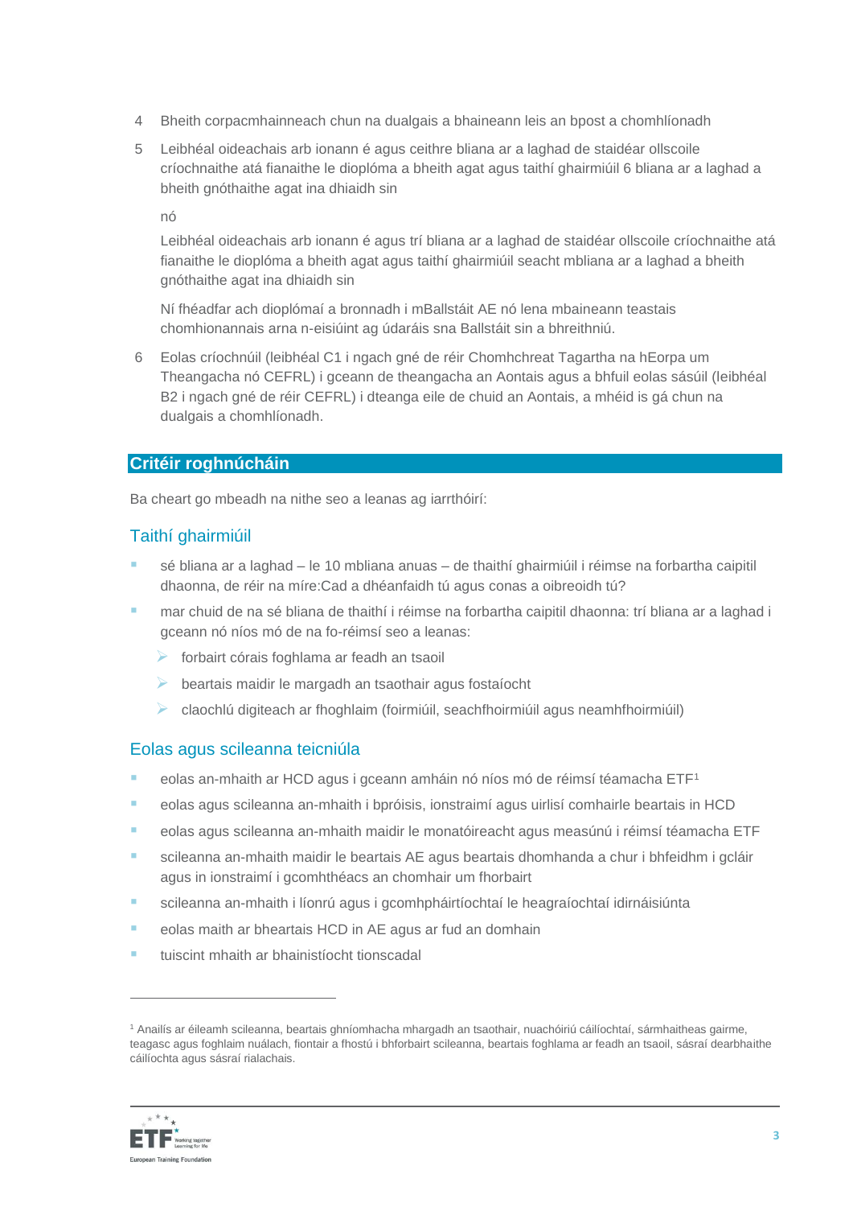4. Bheith corpacmhainneach chun na dualgais a bhaineann leis an bpost a chomhlíonadh
5. Leibhéal oideachais arb ionann é agus ceithre bliana ar a laghad de staidéar ollscoile críochnaithe atá fianaithe le dioplóma a bheith agat agus taithí ghairmiúil 6 bliana ar a laghad a bheith gnóthaithe agat ina dhiaidh sin

   nó

   Leibhéal oideachais arb ionann é agus trí bliana ar a laghad de staidéar ollscoile críochnaithe atá fianaithe le dioplóma a bheith agat agus taithí ghairmiúil seacht mbliana ar a laghad a bheith gnóthaithe agat ina dhiaidh sin

   Ní fhéadfar ach dioplómaí a bronnadh i mBallstáit AE nó lena mbaineann teastais chomhionannais arna n-eisiúint ag údaráis sna Ballstáit sin a bhreithniú.
6. Eolas críochnúil (leibhéal C1 i ngach gné de réir Chomhchreat Tagartha na hEorpa um Theangacha nó CEFRL) i gceann de theangacha an Aontais agus a bhfuil eolas sásúil (leibhéal B2 i ngach gné de réir CEFRL) i dteanga eile de chuid an Aontais, a mhéid is gá chun na dualgais a chomhlíonadh.

## Critéir roghnúcháin

Ba cheart go mbeadh na nithe seo a leanas ag iarrthóirí:

### Taithí ghairmiúil

- sé bliana ar a laghad – le 10 mbliana anuas – de thaithí ghairmiúil i réimse na forbartha caipitil dhaonna, de réir na míre:Cad a dhéanfaidh tú agus conas a oibreoidh tú?
- mar chuid de na sé bliana de thaithí i réimse na forbartha caipitil dhaonna: trí bliana ar a laghad i gceann nó níos mó de na fo-réimsí seo a leanas:
  - forbairt córais foghlama ar feadh an tsaoil
  - beartais maidir le margadh an tsaothair agus fostaíocht
  - claochlú digiteach ar fhoghlaim (foirmiúil, seachfhoirmiúil agus neamhfhoirmiúil)

### Eolas agus scileanna teicniúla

- eolas an-mhaith ar HCD agus i gceann amháin nó níos mó de réimsí téamacha ETF[1]
- eolas agus scileanna an-mhaith i bpróisis, ionstraimí agus uirlisí comhairle beartais in HCD
- eolas agus scileanna an-mhaith maidir le monatóireacht agus measúnú i réimsí téamacha ETF
- scileanna an-mhaith maidir le beartais AE agus beartais dhomhanda a chur i bhfeidhm i gcláir agus in ionstraimí i gcomhthéacs an chomhair um fhorbairt
- scileanna an-mhaith i líonrú agus i gcomhpháirtíochtaí le heagraíochtaí idirnáisiúnta
- eolas maith ar bheartais HCD in AE agus ar fud an domhain
- tuiscint mhaith ar bhainistíocht tionscadal

---

[1] Anailís ar éileamh scileanna, beartais ghníomhacha mhargadh an tsaothair, nuachóiriú cáilíochtaí, sármhaitheas gairme, teagasc agus foghlaim nuálach, fiontair a fhostú i bhforbairt scileanna, beartais foghlama ar feadh an tsaoil, sásraí dearbhaithe cáilíochta agus sásraí rialachais.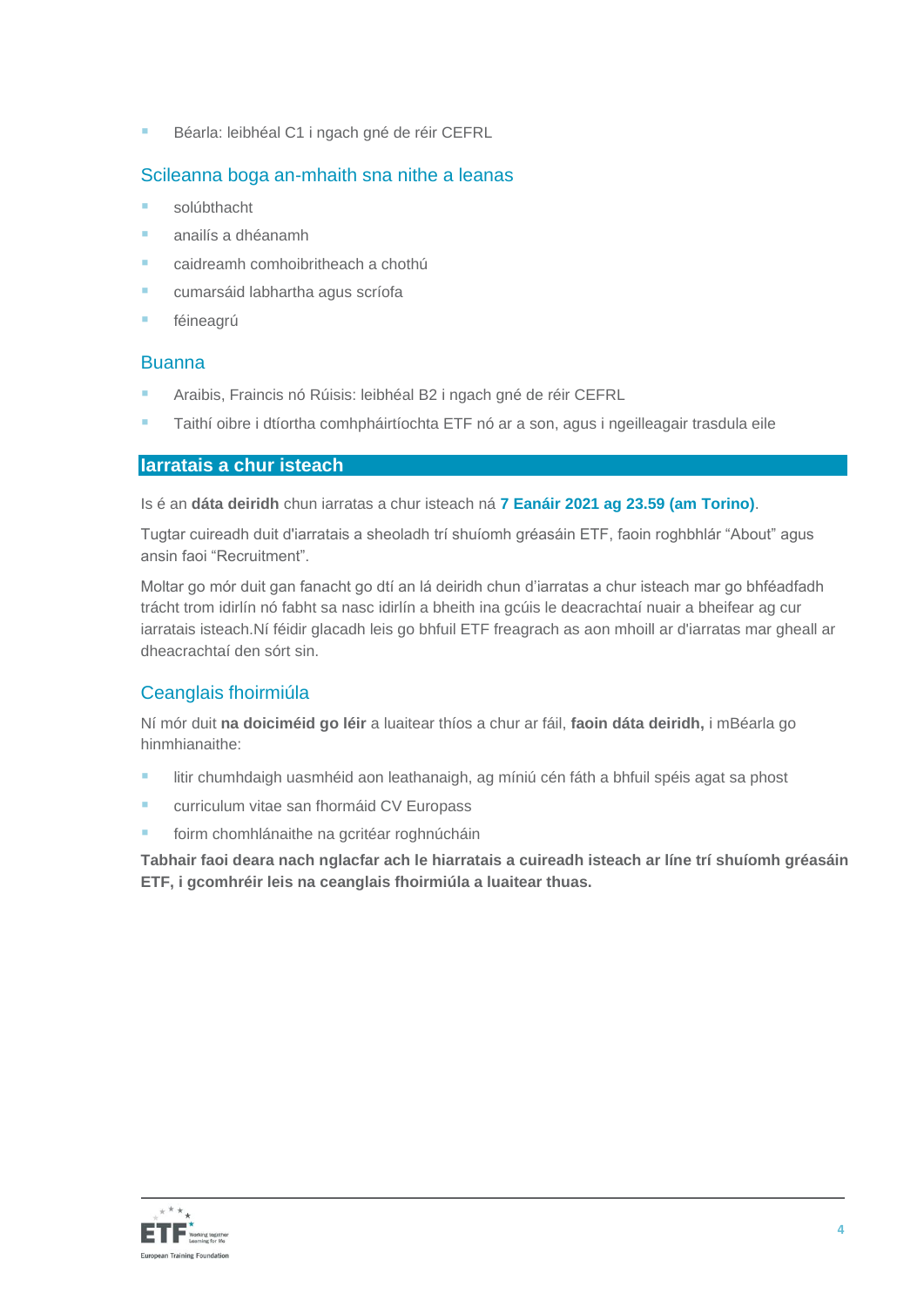- Béarla: leibhéal C1 i ngach gné de réir CEFRL

### Scileanna boga an-mhaith sna nithe a leanas

- solúbthacht
- anailís a dhéanamh
- caidreamh comhoibritheach a chothú
- cumarsáid labhartha agus scríofa
- féineagrú

### Buanna

- Araibis, Fraincis nó Rúisis: leibhéal B2 i ngach gné de réir CEFRL
- Taithí oibre i dtíortha comhpháirtíochta ETF nó ar a son, agus i ngeilleagair trasdula eile

## Iarratais a chur isteach

Is é an **dáta deiridh** chun iarratas a chur isteach ná **7 Eanáir 2021 ag 23.59 (am Torino)**.

Tugtar cuireadh duit d'iarratais a sheoladh trí shuíomh gréasáin ETF, faoin roghbhlár “About” agus ansin faoi “Recruitment”.

Moltar go mór duit gan fanacht go dtí an lá deiridh chun d’iarratas a chur isteach mar go bhféadfadh trácht trom idirlín nó fabht sa nasc idirlín a bheith ina gcúis le deacrachtaí nuair a bheifear ag cur iarratais isteach.Ní féidir glacadh leis go bhfuil ETF freagrach as aon mhoill ar d'iarratas mar gheall ar dheacrachtaí den sórt sin.

### Ceanglais fhoirmiúla

Ní mór duit **na doiciméid go léir** a luaitear thíos a chur ar fáil, **faoin dáta deiridh,** i mBéarla go hinmhianaithe:

- litir chumhdaigh uasmhéid aon leathanaigh, ag míniú cén fáth a bhfuil spéis agat sa phost
- curriculum vitae san fhormáid CV Europass
- foirm chomhlánaithe na gcritéar roghnúcháin

**Tabhair faoi deara nach nglacfar ach le hiarratais a cuireadh isteach ar líne trí shuíomh gréasáin ETF, i gcomhréir leis na ceanglais fhoirmiúla a luaitear thuas.**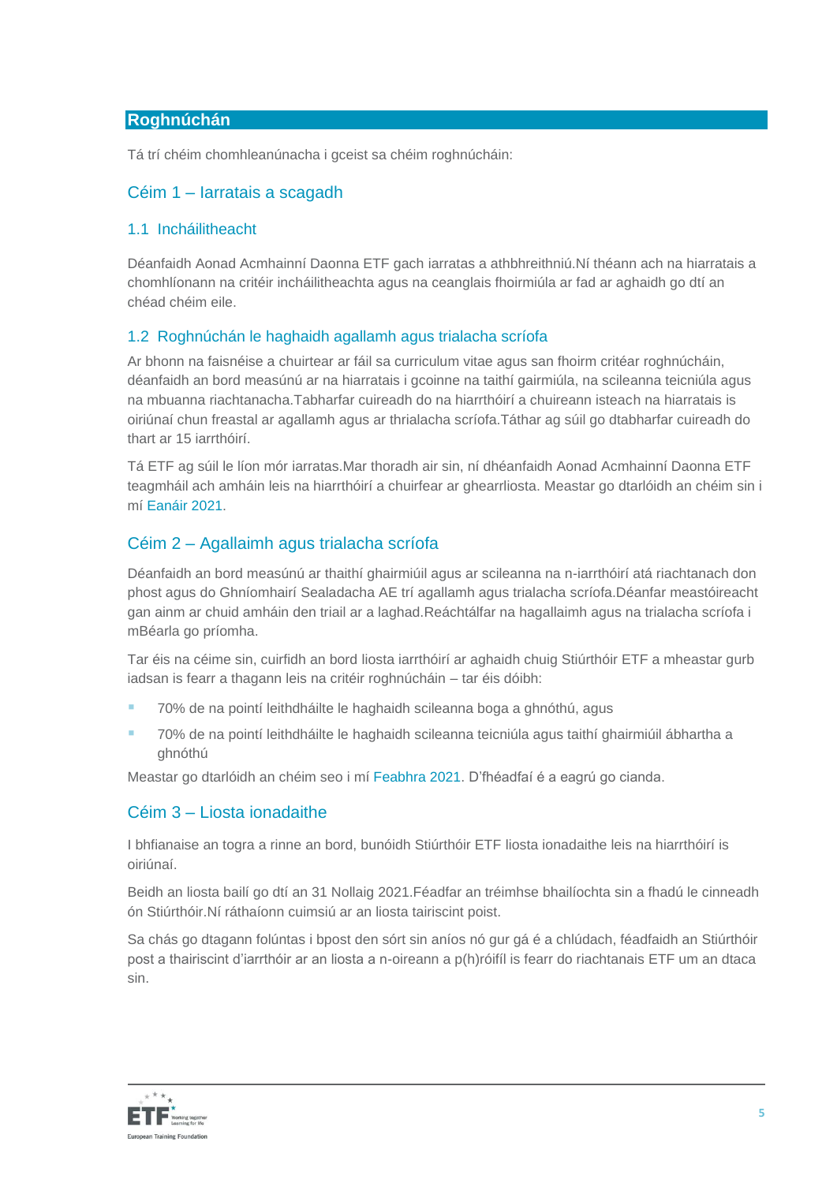## Roghnúchán

Tá trí chéim chomhleanúnacha i gceist sa chéim roghnúcháin:

### Céim 1 – Iarratais a scagadh

#### 1.1 Incháilitheacht

Déanfaidh Aonad Acmhainní Daonna ETF gach iarratas a athbhreithniú.Ní théann ach na hiarratais a chomhlíonann na critéir incháilitheachta agus na ceanglais fhoirmiúla ar fad ar aghaidh go dtí an chéad chéim eile.

#### 1.2 Roghnúchán le haghaidh agallamh agus trialacha scríofa

Ar bhonn na faisnéise a chuirtear ar fáil sa curriculum vitae agus san fhoirm critéar roghnúcháin, déanfaidh an bord measúnú ar na hiarratais i gcoinne na taithí gairmiúla, na scileanna teicniúla agus na mbuanna riachtanacha.Tabharfar cuireadh do na hiarrthóirí a chuireann isteach na hiarratais is oiriúnaí chun freastal ar agallamh agus ar thrialacha scríofa.Táthar ag súil go dtabharfar cuireadh do thart ar 15 iarrthóirí.

Tá ETF ag súil le líon mór iarratas.Mar thoradh air sin, ní dhéanfaidh Aonad Acmhainní Daonna ETF teagmháil ach amháin leis na hiarrthóirí a chuirfear ar ghearrliosta. Meastar go dtarlóidh an chéim sin i mí Eanáir 2021.

### Céim 2 – Agallaimh agus trialacha scríofa

Déanfaidh an bord measúnú ar thaithí ghairmiúil agus ar scileanna na n-iarrthóirí atá riachtanach don phost agus do Ghníomhairí Sealadacha AE trí agallamh agus trialacha scríofa.Déanfar meastóireacht gan ainm ar chuid amháin den triail ar a laghad.Reáchtálfar na hagallaimh agus na trialacha scríofa i mBéarla go príomha.

Tar éis na céime sin, cuirfidh an bord liosta iarrthóirí ar aghaidh chuig Stiúrthóir ETF a mheastar gurb iadsan is fearr a thagann leis na critéir roghnúcháin – tar éis dóibh:

- 70% de na pointí leithdháilte le haghaidh scileanna boga a ghnóthú, agus
- 70% de na pointí leithdháilte le haghaidh scileanna teicniúla agus taithí ghairmiúil ábhartha a ghnóthú

Meastar go dtarlóidh an chéim seo i mí Feabhra 2021. D'fhéadfaí é a eagrú go cianda.

### Céim 3 – Liosta ionadaithe

I bhfianaise an togra a rinne an bord, bunóidh Stiúrthóir ETF liosta ionadaithe leis na hiarrthóirí is oiriúnaí.

Beidh an liosta bailí go dtí an 31 Nollaig 2021.Féadfar an tréimhse bhailíochta sin a fhadú le cinneadh ón Stiúrthóir.Ní ráthaíonn cuimsiú ar an liosta tairiscint poist.

Sa chás go dtagann folúntas i bpost den sórt sin aníos nó gur gá é a chlúdach, féadfaidh an Stiúrthóir post a thairiscint d'iarrthóir ar an liosta a n-oireann a p(h)róifíl is fearr do riachtanais ETF um an dtaca sin.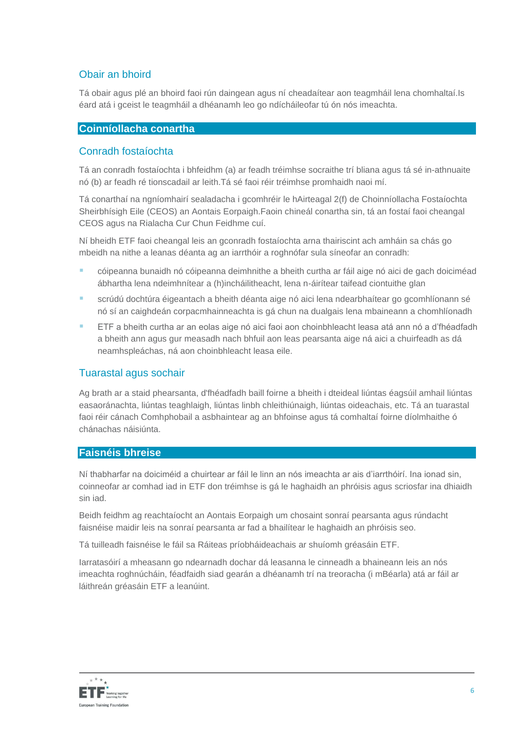### Obair an bhoird

Tá obair agus plé an bhoird faoi rún daingean agus ní cheadaítear aon teagmháil lena chomhaltaí.Is éard atá i gceist le teagmháil a dhéanamh leo go ndícháileofar tú ón nós imeachta.

## Coinníollacha conartha

### Conradh fostaíochta

Tá an conradh fostaíochta i bhfeidhm (a) ar feadh tréimhse socraithe trí bliana agus tá sé in-athnuaite nó (b) ar feadh ré tionscadail ar leith.Tá sé faoi réir tréimhse promhaidh naoi mí.

Tá conarthaí na ngníomhairí sealadacha i gcomhréir le hAirteagal 2(f) de Choinníollacha Fostaíochta Sheirbhísigh Eile (CEOS) an Aontais Eorpaigh.Faoin chineál conartha sin, tá an fostaí faoi cheangal CEOS agus na Rialacha Cur Chun Feidhme cuí.

Ní bheidh ETF faoi cheangal leis an gconradh fostaíochta arna thairiscint ach amháin sa chás go mbeidh na nithe a leanas déanta ag an iarrthóir a roghnófar sula síneofar an conradh:

- cóipeanna bunaidh nó cóipeanna deimhnithe a bheith curtha ar fáil aige nó aici de gach doiciméad ábhartha lena ndeimhnítear a (h)incháilitheacht, lena n-áirítear taifead ciontuithe glan
- scrúdú dochtúra éigeantach a bheith déanta aige nó aici lena ndearbhaítear go gcomhlíonann sé nó sí an caighdeán corpacmhainneachta is gá chun na dualgais lena mbaineann a chomhlíonadh
- ETF a bheith curtha ar an eolas aige nó aici faoi aon choinbhleacht leasa atá ann nó a d'fhéadfadh a bheith ann agus gur measadh nach bhfuil aon leas pearsanta aige ná aici a chuirfeadh as dá neamhspleáchas, ná aon choinbhleacht leasa eile.

### Tuarastal agus sochair

Ag brath ar a staid phearsanta, d'fhéadfadh baill foirne a bheith i dteideal liúntas éagsúil amhail liúntas easaoránachta, liúntas teaghlaigh, liúntas linbh chleithiúnaigh, liúntas oideachais, etc. Tá an tuarastal faoi réir cánach Comhphobail a asbhaintear ag an bhfoinse agus tá comhaltaí foirne díolmhaithe ó chánachas náisiúnta.

## Faisnéis bhreise

Ní thabharfar na doiciméid a chuirtear ar fáil le linn an nós imeachta ar ais d'iarrthóirí. Ina ionad sin, coinneofar ar comhad iad in ETF don tréimhse is gá le haghaidh an phróisis agus scriosfar ina dhiaidh sin iad.

Beidh feidhm ag reachtaíocht an Aontais Eorpaigh um chosaint sonraí pearsanta agus rúndacht faisnéise maidir leis na sonraí pearsanta ar fad a bhailítear le haghaidh an phróisis seo.

Tá tuilleadh faisnéise le fáil sa Ráiteas príobháideachais ar shuíomh gréasáin ETF.

Iarratasóirí a mheasann go ndearnadh dochar dá leasanna le cinneadh a bhaineann leis an nós imeachta roghnúcháin, féadfaidh siad gearán a dhéanamh trí na treoracha (i mBéarla) atá ar fáil ar láithreán gréasáin ETF a leanúint.